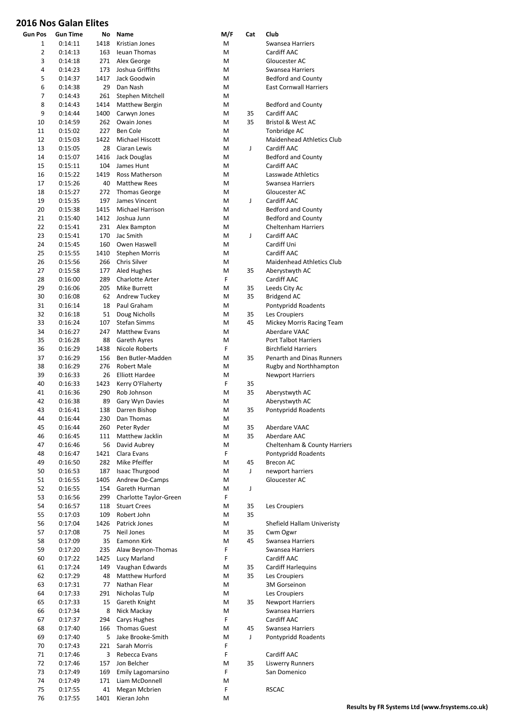# 2016 Nos Galan Elites

| Gun Pos | Gun Time | No | Name | M/F | Cat | Club |
|---|---|---|---|---|---|---|
| 1 | 0:14:11 | 1418 | Kristian Jones | M | | Swansea Harriers |
| 2 | 0:14:13 | 163 | Ieuan Thomas | M | | Cardiff AAC |
| 3 | 0:14:18 | 271 | Alex George | M | | Gloucester AC |
| 4 | 0:14:23 | 173 | Joshua Griffiths | M | | Swansea Harriers |
| 5 | 0:14:37 | 1417 | Jack Goodwin | M | | Bedford and County |
| 6 | 0:14:38 | 29 | Dan Nash | M | | East Cornwall Harriers |
| 7 | 0:14:43 | 261 | Stephen Mitchell | M | | |
| 8 | 0:14:43 | 1414 | Matthew Bergin | M | | Bedford and County |
| 9 | 0:14:44 | 1400 | Carwyn Jones | M | 35 | Cardiff AAC |
| 10 | 0:14:59 | 262 | Owain Jones | M | 35 | Bristol & West AC |
| 11 | 0:15:02 | 227 | Ben Cole | M | | Tonbridge AC |
| 12 | 0:15:03 | 1422 | Michael Hiscott | M | | Maidenhead Athletics Club |
| 13 | 0:15:05 | 28 | Ciaran Lewis | M | J | Cardiff AAC |
| 14 | 0:15:07 | 1416 | Jack Douglas | M | | Bedford and County |
| 15 | 0:15:11 | 104 | James Hunt | M | | Cardiff AAC |
| 16 | 0:15:22 | 1419 | Ross Matherson | M | | Lasswade Athletics |
| 17 | 0:15:26 | 40 | Matthew Rees | M | | Swansea Harriers |
| 18 | 0:15:27 | 272 | Thomas George | M | | Gloucester AC |
| 19 | 0:15:35 | 197 | James Vincent | M | J | Cardiff AAC |
| 20 | 0:15:38 | 1415 | Michael Harrison | M | | Bedford and County |
| 21 | 0:15:40 | 1412 | Joshua Junn | M | | Bedford and County |
| 22 | 0:15:41 | 231 | Alex Bampton | M | | Cheltenham Harriers |
| 23 | 0:15:41 | 170 | Jac Smith | M | J | Cardiff AAC |
| 24 | 0:15:45 | 160 | Owen Haswell | M | | Cardiff Uni |
| 25 | 0:15:55 | 1410 | Stephen Morris | M | | Cardiff AAC |
| 26 | 0:15:56 | 266 | Chris Silver | M | | Maidenhead Athletics Club |
| 27 | 0:15:58 | 177 | Aled Hughes | M | 35 | Aberystwyth AC |
| 28 | 0:16:00 | 289 | Charlotte Arter | F | | Cardiff AAC |
| 29 | 0:16:06 | 205 | Mike Burrett | M | 35 | Leeds City Ac |
| 30 | 0:16:08 | 62 | Andrew Tuckey | M | 35 | Bridgend AC |
| 31 | 0:16:14 | 18 | Paul Graham | M | | Pontypridd Roadents |
| 32 | 0:16:18 | 51 | Doug Nicholls | M | 35 | Les Croupiers |
| 33 | 0:16:24 | 107 | Stefan Simms | M | 45 | Mickey Morris Racing Team |
| 34 | 0:16:27 | 247 | Matthew Evans | M | | Aberdare VAAC |
| 35 | 0:16:28 | 88 | Gareth Ayres | M | | Port Talbot Harriers |
| 36 | 0:16:29 | 1438 | Nicole Roberts | F | | Birchfield Harriers |
| 37 | 0:16:29 | 156 | Ben Butler-Madden | M | 35 | Penarth and Dinas Runners |
| 38 | 0:16:29 | 276 | Robert Male | M | | Rugby and Northhampton |
| 39 | 0:16:33 | 26 | Elliott Hardee | M | | Newport Harriers |
| 40 | 0:16:33 | 1423 | Kerry O'Flaherty | F | 35 | |
| 41 | 0:16:36 | 290 | Rob Johnson | M | 35 | Aberystwyth AC |
| 42 | 0:16:38 | 89 | Gary Wyn Davies | M | | Aberystwyth AC |
| 43 | 0:16:41 | 138 | Darren Bishop | M | 35 | Pontypridd Roadents |
| 44 | 0:16:44 | 230 | Dan Thomas | M | | |
| 45 | 0:16:44 | 260 | Peter Ryder | M | 35 | Aberdare VAAC |
| 46 | 0:16:45 | 111 | Matthew Jacklin | M | 35 | Aberdare AAC |
| 47 | 0:16:46 | 56 | David Aubrey | M | | Cheltenham & County Harriers |
| 48 | 0:16:47 | 1421 | Clara Evans | F | | Pontypridd Roadents |
| 49 | 0:16:50 | 282 | Mike Pfeiffer | M | 45 | Brecon AC |
| 50 | 0:16:53 | 187 | Isaac Thurgood | M | J | newport harriers |
| 51 | 0:16:55 | 1405 | Andrew De-Camps | M | | Gloucester AC |
| 52 | 0:16:55 | 154 | Gareth Hurman | M | J | |
| 53 | 0:16:56 | 299 | Charlotte Taylor-Green | F | | |
| 54 | 0:16:57 | 118 | Stuart Crees | M | 35 | Les Croupiers |
| 55 | 0:17:03 | 109 | Robert John | M | 35 | |
| 56 | 0:17:04 | 1426 | Patrick Jones | M | | Shefield Hallam Univeristy |
| 57 | 0:17:08 | 75 | Neil Jones | M | 35 | Cwm Ogwr |
| 58 | 0:17:09 | 35 | Eamonn Kirk | M | 45 | Swansea Harriers |
| 59 | 0:17:20 | 235 | Alaw Beynon-Thomas | F | | Swansea Harriers |
| 60 | 0:17:22 | 1425 | Lucy Marland | F | | Cardiff AAC |
| 61 | 0:17:24 | 149 | Vaughan Edwards | M | 35 | Cardiff Harlequins |
| 62 | 0:17:29 | 48 | Matthew Hurford | M | 35 | Les Croupiers |
| 63 | 0:17:31 | 77 | Nathan Flear | M | | 3M Gorseinon |
| 64 | 0:17:33 | 291 | Nicholas Tulp | M | | Les Croupiers |
| 65 | 0:17:33 | 15 | Gareth Knight | M | 35 | Newport Harriers |
| 66 | 0:17:34 | 8 | Nick Mackay | M | | Swansea Harriers |
| 67 | 0:17:37 | 294 | Carys Hughes | F | | Cardiff AAC |
| 68 | 0:17:40 | 166 | Thomas Guest | M | 45 | Swansea Harriers |
| 69 | 0:17:40 | 5 | Jake Brooke-Smith | M | J | Pontypridd Roadents |
| 70 | 0:17:43 | 221 | Sarah Morris | F | | |
| 71 | 0:17:46 | 3 | Rebecca Evans | F | | Cardiff AAC |
| 72 | 0:17:46 | 157 | Jon Belcher | M | 35 | Liswerry Runners |
| 73 | 0:17:49 | 169 | Emily Lagomarsino | F | | San Domenico |
| 74 | 0:17:49 | 171 | Liam McDonnell | M | | |
| 75 | 0:17:55 | 41 | Megan Mcbrien | F | | RSCAC |
| 76 | 0:17:55 | 1401 | Kieran John | M | | |

**Results by FR Systems Ltd (www.frsystems.co.uk)**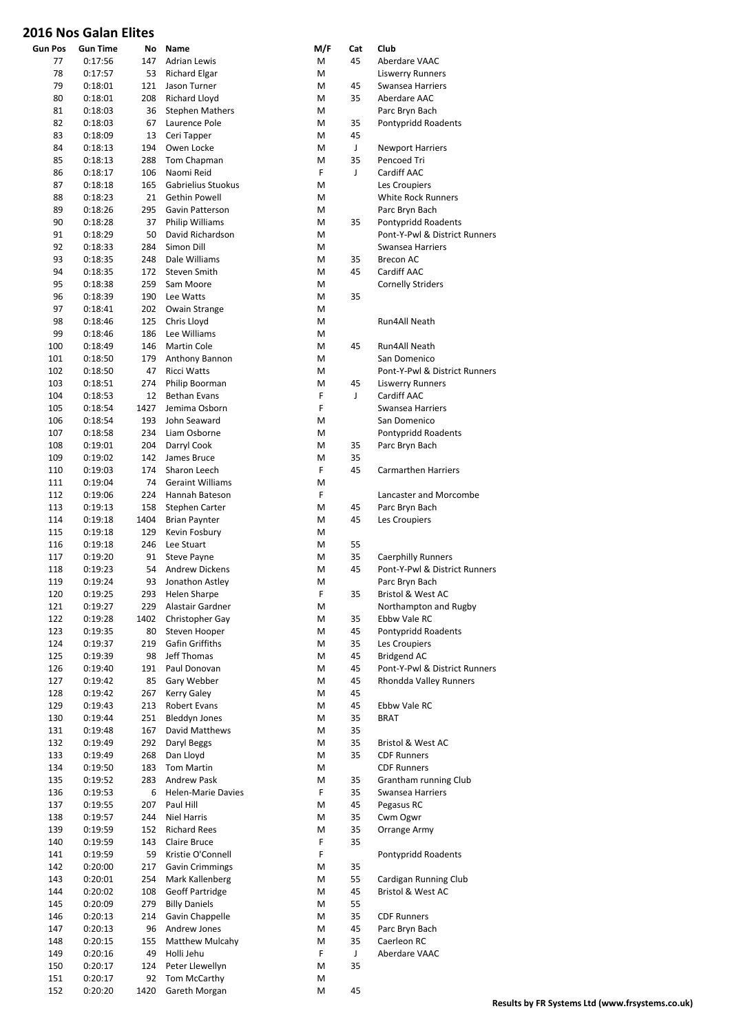# 2016 Nos Galan Elites

| Gun Pos | Gun Time | No | Name | M/F | Cat | Club |
|---|---|---|---|---|---|---|
| 77 | 0:17:56 | 147 | Adrian Lewis | M | 45 | Aberdare VAAC |
| 78 | 0:17:57 | 53 | Richard Elgar | M | | Liswerry Runners |
| 79 | 0:18:01 | 121 | Jason Turner | M | 45 | Swansea Harriers |
| 80 | 0:18:01 | 208 | Richard Lloyd | M | 35 | Aberdare AAC |
| 81 | 0:18:03 | 36 | Stephen Mathers | M | | Parc Bryn Bach |
| 82 | 0:18:03 | 67 | Laurence Pole | M | 35 | Pontypridd Roadents |
| 83 | 0:18:09 | 13 | Ceri Tapper | M | 45 | |
| 84 | 0:18:13 | 194 | Owen Locke | M | J | Newport Harriers |
| 85 | 0:18:13 | 288 | Tom Chapman | M | 35 | Pencoed Tri |
| 86 | 0:18:17 | 106 | Naomi Reid | F | J | Cardiff AAC |
| 87 | 0:18:18 | 165 | Gabrielius Stuokus | M | | Les Croupiers |
| 88 | 0:18:23 | 21 | Gethin Powell | M | | White Rock Runners |
| 89 | 0:18:26 | 295 | Gavin Patterson | M | | Parc Bryn Bach |
| 90 | 0:18:28 | 37 | Philip Williams | M | 35 | Pontypridd Roadents |
| 91 | 0:18:29 | 50 | David Richardson | M | | Pont-Y-Pwl & District Runners |
| 92 | 0:18:33 | 284 | Simon Dill | M | | Swansea Harriers |
| 93 | 0:18:35 | 248 | Dale Williams | M | 35 | Brecon AC |
| 94 | 0:18:35 | 172 | Steven Smith | M | 45 | Cardiff AAC |
| 95 | 0:18:38 | 259 | Sam Moore | M | | Cornelly Striders |
| 96 | 0:18:39 | 190 | Lee Watts | M | 35 | |
| 97 | 0:18:41 | 202 | Owain Strange | M | | |
| 98 | 0:18:46 | 125 | Chris Lloyd | M | | Run4All Neath |
| 99 | 0:18:46 | 186 | Lee Williams | M | | |
| 100 | 0:18:49 | 146 | Martin Cole | M | 45 | Run4All Neath |
| 101 | 0:18:50 | 179 | Anthony Bannon | M | | San Domenico |
| 102 | 0:18:50 | 47 | Ricci Watts | M | | Pont-Y-Pwl & District Runners |
| 103 | 0:18:51 | 274 | Philip Boorman | M | 45 | Liswerry Runners |
| 104 | 0:18:53 | 12 | Bethan Evans | F | J | Cardiff AAC |
| 105 | 0:18:54 | 1427 | Jemima Osborn | F | | Swansea Harriers |
| 106 | 0:18:54 | 193 | John Seaward | M | | San Domenico |
| 107 | 0:18:58 | 234 | Liam Osborne | M | | Pontypridd Roadents |
| 108 | 0:19:01 | 204 | Darryl Cook | M | 35 | Parc Bryn Bach |
| 109 | 0:19:02 | 142 | James Bruce | M | 35 | |
| 110 | 0:19:03 | 174 | Sharon Leech | F | 45 | Carmarthen Harriers |
| 111 | 0:19:04 | 74 | Geraint Williams | M | | |
| 112 | 0:19:06 | 224 | Hannah Bateson | F | | Lancaster and Morcombe |
| 113 | 0:19:13 | 158 | Stephen Carter | M | 45 | Parc Bryn Bach |
| 114 | 0:19:18 | 1404 | Brian Paynter | M | 45 | Les Croupiers |
| 115 | 0:19:18 | 129 | Kevin Fosbury | M | | |
| 116 | 0:19:18 | 246 | Lee Stuart | M | 55 | |
| 117 | 0:19:20 | 91 | Steve Payne | M | 35 | Caerphilly Runners |
| 118 | 0:19:23 | 54 | Andrew Dickens | M | 45 | Pont-Y-Pwl & District Runners |
| 119 | 0:19:24 | 93 | Jonathon Astley | M | | Parc Bryn Bach |
| 120 | 0:19:25 | 293 | Helen Sharpe | F | 35 | Bristol & West AC |
| 121 | 0:19:27 | 229 | Alastair Gardner | M | | Northampton and Rugby |
| 122 | 0:19:28 | 1402 | Christopher Gay | M | 35 | Ebbw Vale RC |
| 123 | 0:19:35 | 80 | Steven Hooper | M | 45 | Pontypridd Roadents |
| 124 | 0:19:37 | 219 | Gafin Griffiths | M | 35 | Les Croupiers |
| 125 | 0:19:39 | 98 | Jeff Thomas | M | 45 | Bridgend AC |
| 126 | 0:19:40 | 191 | Paul Donovan | M | 45 | Pont-Y-Pwl & District Runners |
| 127 | 0:19:42 | 85 | Gary Webber | M | 45 | Rhondda Valley Runners |
| 128 | 0:19:42 | 267 | Kerry Galey | M | 45 | |
| 129 | 0:19:43 | 213 | Robert Evans | M | 45 | Ebbw Vale RC |
| 130 | 0:19:44 | 251 | Bleddyn Jones | M | 35 | BRAT |
| 131 | 0:19:48 | 167 | David Matthews | M | 35 | |
| 132 | 0:19:49 | 292 | Daryl Beggs | M | 35 | Bristol & West AC |
| 133 | 0:19:49 | 268 | Dan Lloyd | M | 35 | CDF Runners |
| 134 | 0:19:50 | 183 | Tom Martin | M | | CDF Runners |
| 135 | 0:19:52 | 283 | Andrew Pask | M | 35 | Grantham running Club |
| 136 | 0:19:53 | 6 | Helen-Marie Davies | F | 35 | Swansea Harriers |
| 137 | 0:19:55 | 207 | Paul Hill | M | 45 | Pegasus RC |
| 138 | 0:19:57 | 244 | Niel Harris | M | 35 | Cwm Ogwr |
| 139 | 0:19:59 | 152 | Richard Rees | M | 35 | Orrange Army |
| 140 | 0:19:59 | 143 | Claire Bruce | F | 35 | |
| 141 | 0:19:59 | 59 | Kristie O'Connell | F | | Pontypridd Roadents |
| 142 | 0:20:00 | 217 | Gavin Crimmings | M | 35 | |
| 143 | 0:20:01 | 254 | Mark Kallenberg | M | 55 | Cardigan Running Club |
| 144 | 0:20:02 | 108 | Geoff Partridge | M | 45 | Bristol & West AC |
| 145 | 0:20:09 | 279 | Billy Daniels | M | 55 | |
| 146 | 0:20:13 | 214 | Gavin Chappelle | M | 35 | CDF Runners |
| 147 | 0:20:13 | 96 | Andrew Jones | M | 45 | Parc Bryn Bach |
| 148 | 0:20:15 | 155 | Matthew Mulcahy | M | 35 | Caerleon RC |
| 149 | 0:20:16 | 49 | Holli Jehu | F | J | Aberdare VAAC |
| 150 | 0:20:17 | 124 | Peter Llewellyn | M | 35 | |
| 151 | 0:20:17 | 92 | Tom McCarthy | M | | |
| 152 | 0:20:20 | 1420 | Gareth Morgan | M | 45 | |

**Results by FR Systems Ltd (www.frsystems.co.uk)**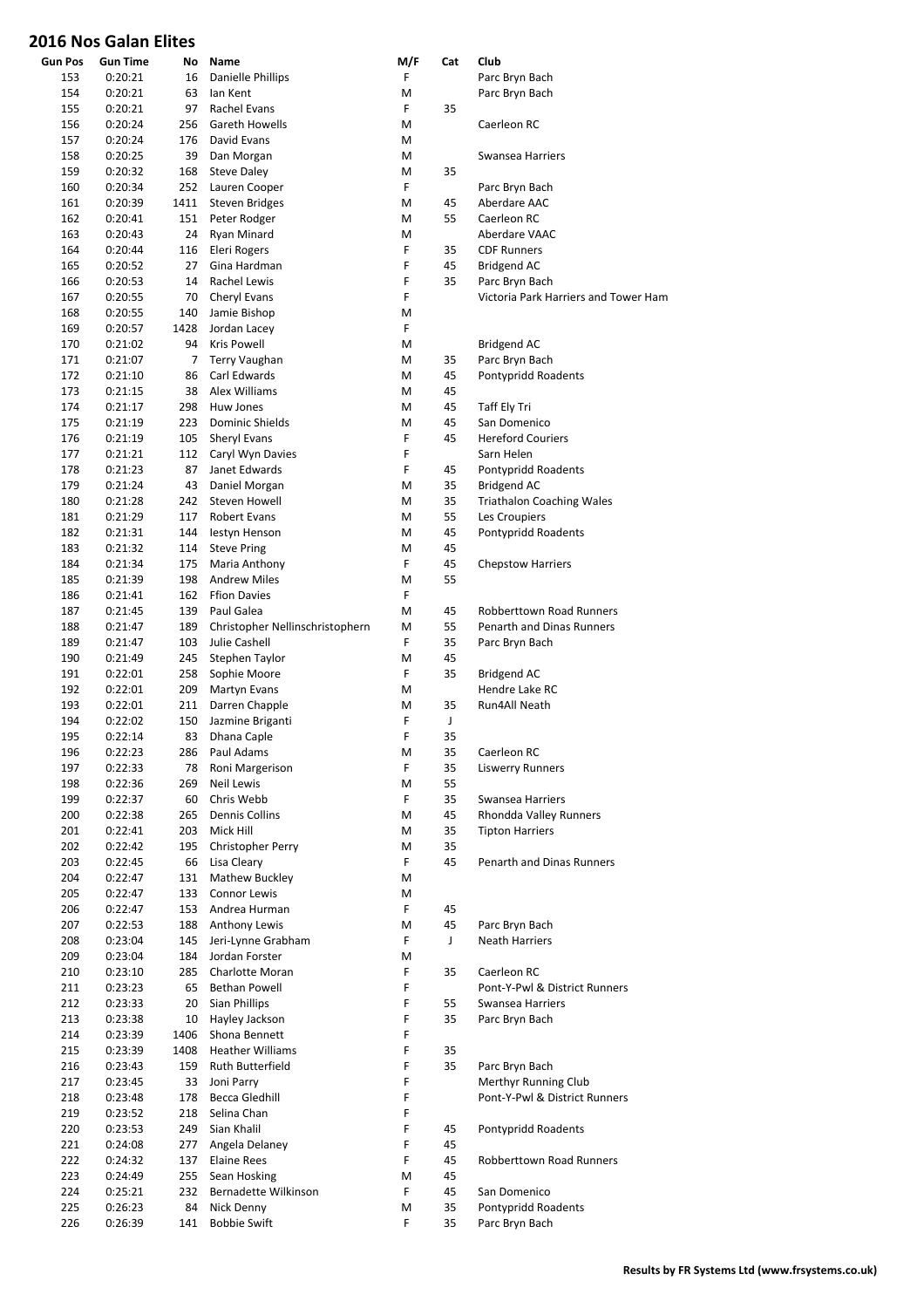## 2016 Nos Galan Elites

| Gun Pos | Gun Time | No | Name | M/F | Cat | Club |
|---|---|---|---|---|---|---|
| 153 | 0:20:21 | 16 | Danielle Phillips | F | | Parc Bryn Bach |
| 154 | 0:20:21 | 63 | Ian Kent | M | | Parc Bryn Bach |
| 155 | 0:20:21 | 97 | Rachel Evans | F | 35 | |
| 156 | 0:20:24 | 256 | Gareth Howells | M | | Caerleon RC |
| 157 | 0:20:24 | 176 | David Evans | M | | |
| 158 | 0:20:25 | 39 | Dan Morgan | M | | Swansea Harriers |
| 159 | 0:20:32 | 168 | Steve Daley | M | 35 | |
| 160 | 0:20:34 | 252 | Lauren Cooper | F | | Parc Bryn Bach |
| 161 | 0:20:39 | 1411 | Steven Bridges | M | 45 | Aberdare AAC |
| 162 | 0:20:41 | 151 | Peter Rodger | M | 55 | Caerleon RC |
| 163 | 0:20:43 | 24 | Ryan Minard | M | | Aberdare VAAC |
| 164 | 0:20:44 | 116 | Eleri Rogers | F | 35 | CDF Runners |
| 165 | 0:20:52 | 27 | Gina Hardman | F | 45 | Bridgend AC |
| 166 | 0:20:53 | 14 | Rachel Lewis | F | 35 | Parc Bryn Bach |
| 167 | 0:20:55 | 70 | Cheryl Evans | F | | Victoria Park Harriers and Tower Ham |
| 168 | 0:20:55 | 140 | Jamie Bishop | M | | |
| 169 | 0:20:57 | 1428 | Jordan Lacey | F | | |
| 170 | 0:21:02 | 94 | Kris Powell | M | | Bridgend AC |
| 171 | 0:21:07 | 7 | Terry Vaughan | M | 35 | Parc Bryn Bach |
| 172 | 0:21:10 | 86 | Carl Edwards | M | 45 | Pontypridd Roadents |
| 173 | 0:21:15 | 38 | Alex Williams | M | 45 | |
| 174 | 0:21:17 | 298 | Huw Jones | M | 45 | Taff Ely Tri |
| 175 | 0:21:19 | 223 | Dominic Shields | M | 45 | San Domenico |
| 176 | 0:21:19 | 105 | Sheryl Evans | F | 45 | Hereford Couriers |
| 177 | 0:21:21 | 112 | Caryl Wyn Davies | F | | Sarn Helen |
| 178 | 0:21:23 | 87 | Janet Edwards | F | 45 | Pontypridd Roadents |
| 179 | 0:21:24 | 43 | Daniel Morgan | M | 35 | Bridgend AC |
| 180 | 0:21:28 | 242 | Steven Howell | M | 35 | Triathalon Coaching Wales |
| 181 | 0:21:29 | 117 | Robert Evans | M | 55 | Les Croupiers |
| 182 | 0:21:31 | 144 | Iestyn Henson | M | 45 | Pontypridd Roadents |
| 183 | 0:21:32 | 114 | Steve Pring | M | 45 | |
| 184 | 0:21:34 | 175 | Maria Anthony | F | 45 | Chepstow Harriers |
| 185 | 0:21:39 | 198 | Andrew Miles | M | 55 | |
| 186 | 0:21:41 | 162 | Ffion Davies | F | | |
| 187 | 0:21:45 | 139 | Paul Galea | M | 45 | Robberttown Road Runners |
| 188 | 0:21:47 | 189 | Christopher Nellinschristophern | M | 55 | Penarth and Dinas Runners |
| 189 | 0:21:47 | 103 | Julie Cashell | F | 35 | Parc Bryn Bach |
| 190 | 0:21:49 | 245 | Stephen Taylor | M | 45 | |
| 191 | 0:22:01 | 258 | Sophie Moore | F | 35 | Bridgend AC |
| 192 | 0:22:01 | 209 | Martyn Evans | M | | Hendre Lake RC |
| 193 | 0:22:01 | 211 | Darren Chapple | M | 35 | Run4All Neath |
| 194 | 0:22:02 | 150 | Jazmine Briganti | F | J | |
| 195 | 0:22:14 | 83 | Dhana Caple | F | 35 | |
| 196 | 0:22:23 | 286 | Paul Adams | M | 35 | Caerleon RC |
| 197 | 0:22:33 | 78 | Roni Margerison | F | 35 | Liswerry Runners |
| 198 | 0:22:36 | 269 | Neil Lewis | M | 55 | |
| 199 | 0:22:37 | 60 | Chris Webb | F | 35 | Swansea Harriers |
| 200 | 0:22:38 | 265 | Dennis Collins | M | 45 | Rhondda Valley Runners |
| 201 | 0:22:41 | 203 | Mick Hill | M | 35 | Tipton Harriers |
| 202 | 0:22:42 | 195 | Christopher Perry | M | 35 | |
| 203 | 0:22:45 | 66 | Lisa Cleary | F | 45 | Penarth and Dinas Runners |
| 204 | 0:22:47 | 131 | Mathew Buckley | M | | |
| 205 | 0:22:47 | 133 | Connor Lewis | M | | |
| 206 | 0:22:47 | 153 | Andrea Hurman | F | 45 | |
| 207 | 0:22:53 | 188 | Anthony Lewis | M | 45 | Parc Bryn Bach |
| 208 | 0:23:04 | 145 | Jeri-Lynne Grabham | F | J | Neath Harriers |
| 209 | 0:23:04 | 184 | Jordan Forster | M | | |
| 210 | 0:23:10 | 285 | Charlotte Moran | F | 35 | Caerleon RC |
| 211 | 0:23:23 | 65 | Bethan Powell | F | | Pont-Y-Pwl & District Runners |
| 212 | 0:23:33 | 20 | Sian Phillips | F | 55 | Swansea Harriers |
| 213 | 0:23:38 | 10 | Hayley Jackson | F | 35 | Parc Bryn Bach |
| 214 | 0:23:39 | 1406 | Shona Bennett | F | | |
| 215 | 0:23:39 | 1408 | Heather Williams | F | 35 | |
| 216 | 0:23:43 | 159 | Ruth Butterfield | F | 35 | Parc Bryn Bach |
| 217 | 0:23:45 | 33 | Joni Parry | F | | Merthyr Running Club |
| 218 | 0:23:48 | 178 | Becca Gledhill | F | | Pont-Y-Pwl & District Runners |
| 219 | 0:23:52 | 218 | Selina Chan | F | | |
| 220 | 0:23:53 | 249 | Sian Khalil | F | 45 | Pontypridd Roadents |
| 221 | 0:24:08 | 277 | Angela Delaney | F | 45 | |
| 222 | 0:24:32 | 137 | Elaine Rees | F | 45 | Robberttown Road Runners |
| 223 | 0:24:49 | 255 | Sean Hosking | M | 45 | |
| 224 | 0:25:21 | 232 | Bernadette Wilkinson | F | 45 | San Domenico |
| 225 | 0:26:23 | 84 | Nick Denny | M | 35 | Pontypridd Roadents |
| 226 | 0:26:39 | 141 | Bobbie Swift | F | 35 | Parc Bryn Bach |

**Results by FR Systems Ltd (www.frsystems.co.uk)**